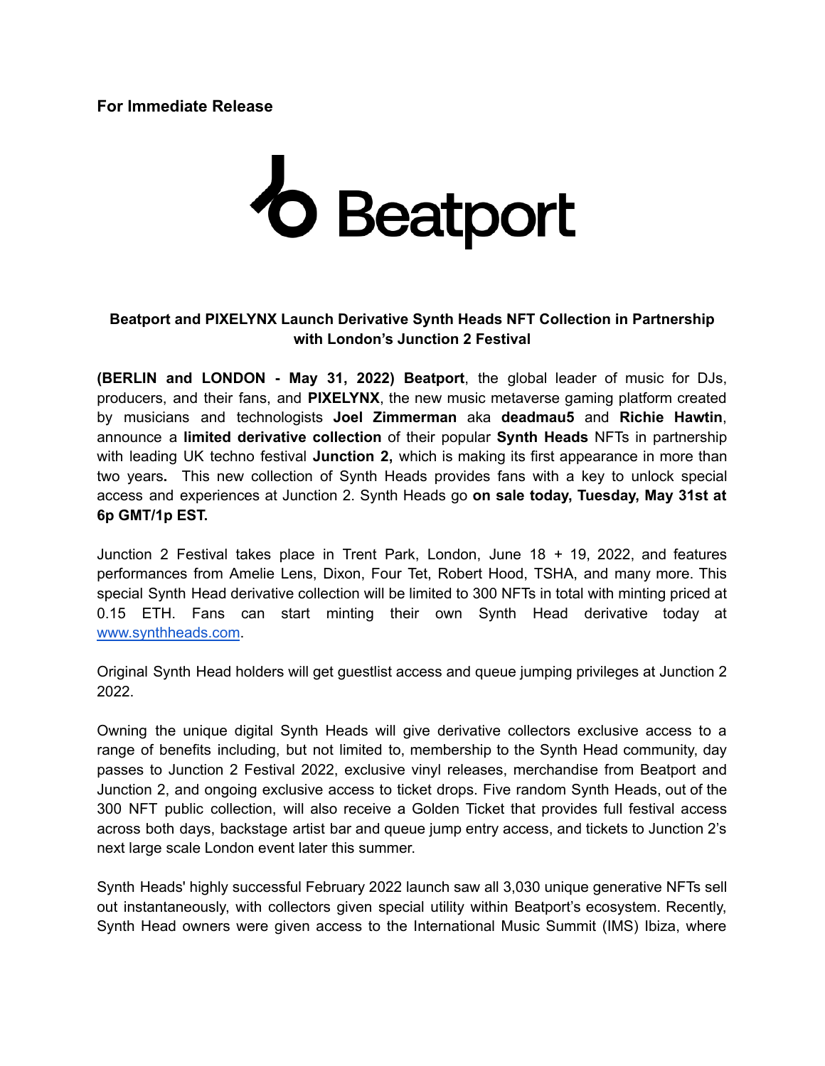**For Immediate Release**

Beatport

**Beatport and PIXELYNX Launch Derivative Synth Heads NFT Collection in Partnership with London's Junction 2 Festival**

**(BERLIN and LONDON - May 31, 2022) Beatport**, the global leader of music for DJs, producers, and their fans, and **PIXELYNX**, the new music metaverse gaming platform created by musicians and technologists **Joel Zimmerman** aka **deadmau5** and **Richie Hawtin**, announce a **limited derivative collection** of their popular **Synth Heads** NFTs in partnership with leading UK techno festival **Junction 2,** which is making its first appearance in more than two years**.** This new collection of Synth Heads provides fans with a key to unlock special access and experiences at Junction 2. Synth Heads go **on sale today, Tuesday, May 31st at 6p GMT/1p EST.**

Junction 2 Festival takes place in Trent Park, London, June 18 + 19, 2022, and features performances from Amelie Lens, Dixon, Four Tet, Robert Hood, TSHA, and many more. This special Synth Head derivative collection will be limited to 300 NFTs in total with minting priced at 0.15 ETH. Fans can start minting their own Synth Head derivative today at [www.synthheads.com](www.synthheads.com).

Original Synth Head holders will get guestlist access and queue jumping privileges at Junction 2 2022.

Owning the unique digital Synth Heads will give derivative collectors exclusive access to a range of benefits including, but not limited to, membership to the Synth Head community, day passes to Junction 2 Festival 2022, exclusive vinyl releases, merchandise from Beatport and Junction 2, and ongoing exclusive access to ticket drops. Five random Synth Heads, out of the 300 NFT public collection, will also receive a Golden Ticket that provides full festival access across both days, backstage artist bar and queue jump entry access, and tickets to Junction 2's next large scale London event later this summer.

Synth Heads' highly successful February 2022 launch saw all 3,030 unique generative NFTs sell out instantaneously, with collectors given special utility within Beatport's ecosystem. Recently, Synth Head owners were given access to the International Music Summit (IMS) Ibiza, where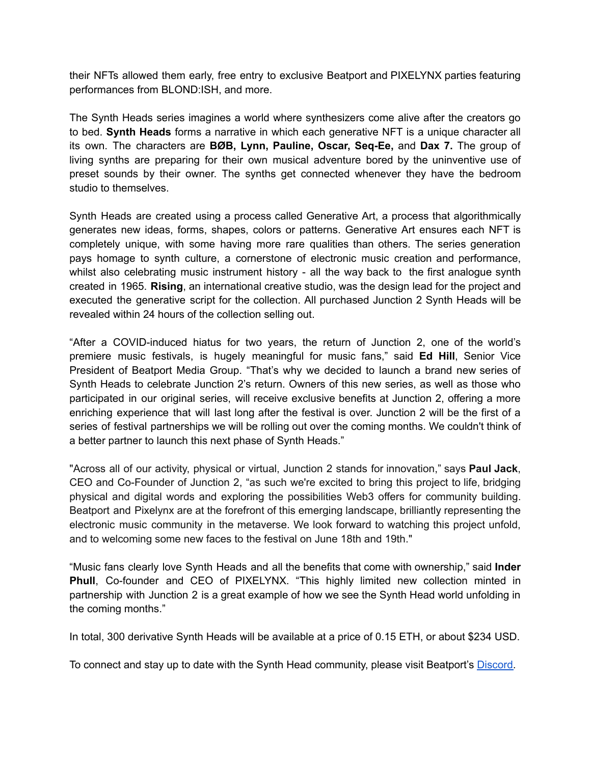their NFTs allowed them early, free entry to exclusive Beatport and PIXELYNX parties featuring performances from BLOND:ISH, and more.

The Synth Heads series imagines a world where synthesizers come alive after the creators go to bed. **Synth Heads** forms a narrative in which each generative NFT is a unique character all its own. The characters are **BØB, Lynn, Pauline, Oscar, Seq-Ee,** and **Dax 7.** The group of living synths are preparing for their own musical adventure bored by the uninventive use of preset sounds by their owner. The synths get connected whenever they have the bedroom studio to themselves.

Synth Heads are created using a process called Generative Art, a process that algorithmically generates new ideas, forms, shapes, colors or patterns. Generative Art ensures each NFT is completely unique, with some having more rare qualities than others. The series generation pays homage to synth culture, a cornerstone of electronic music creation and performance, whilst also celebrating music instrument history - all the way back to the first analogue synth created in 1965. **Rising**, an international creative studio, was the design lead for the project and executed the generative script for the collection. All purchased Junction 2 Synth Heads will be revealed within 24 hours of the collection selling out.

“After a COVID-induced hiatus for two years, the return of Junction 2, one of the world’s premiere music festivals, is hugely meaningful for music fans,” said **Ed Hill**, Senior Vice President of Beatport Media Group. “That’s why we decided to launch a brand new series of Synth Heads to celebrate Junction 2’s return. Owners of this new series, as well as those who participated in our original series, will receive exclusive benefits at Junction 2, offering a more enriching experience that will last long after the festival is over. Junction 2 will be the first of a series of festival partnerships we will be rolling out over the coming months. We couldn't think of a better partner to launch this next phase of Synth Heads.”

"Across all of our activity, physical or virtual, Junction 2 stands for innovation," says **Paul Jack**, CEO and Co-Founder of Junction 2, “as such we're excited to bring this project to life, bridging physical and digital words and exploring the possibilities Web3 offers for community building. Beatport and Pixelynx are at the forefront of this emerging landscape, brilliantly representing the electronic music community in the metaverse. We look forward to watching this project unfold, and to welcoming some new faces to the festival on June 18th and 19th."

“Music fans clearly love Synth Heads and all the benefits that come with ownership,” said **Inder Phull**, Co-founder and CEO of PIXELYNX. “This highly limited new collection minted in partnership with Junction 2 is a great example of how we see the Synth Head world unfolding in the coming months.”

In total, 300 derivative Synth Heads will be available at a price of 0.15 ETH, or about $234 USD.

To connect and stay up to date with the Synth Head community, please visit Beatport’s Discord.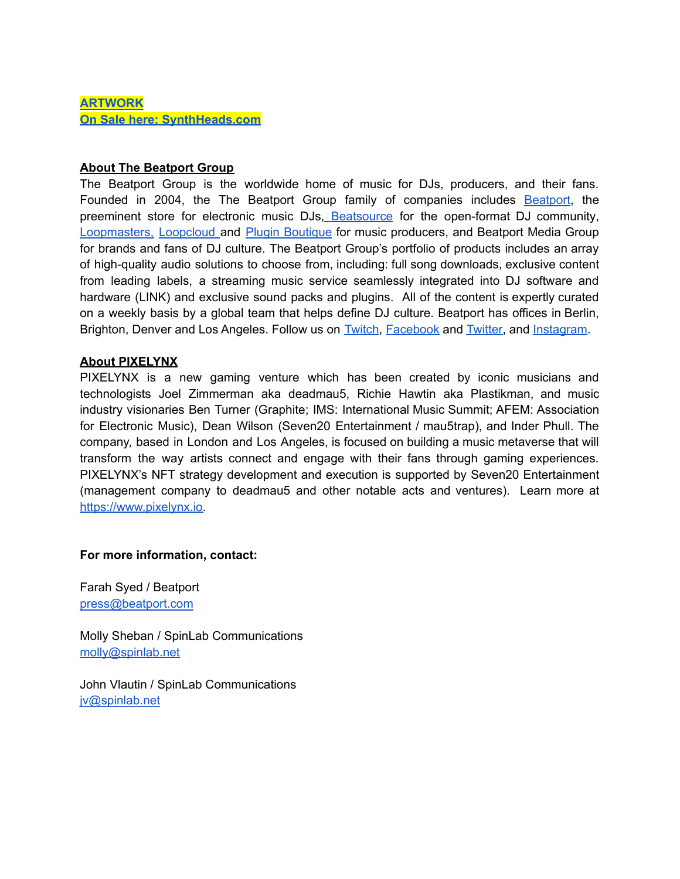**ARTWORK**
**On Sale here: SynthHeads.com**

**About The Beatport Group**

The Beatport Group is the worldwide home of music for DJs, producers, and their fans. Founded in 2004, the The Beatport Group family of companies includes Beatport, the preeminent store for electronic music DJs, Beatsource for the open-format DJ community, Loopmasters, Loopcloud and Plugin Boutique for music producers, and Beatport Media Group for brands and fans of DJ culture. The Beatport Group's portfolio of products includes an array of high-quality audio solutions to choose from, including: full song downloads, exclusive content from leading labels, a streaming music service seamlessly integrated into DJ software and hardware (LINK) and exclusive sound packs and plugins. All of the content is expertly curated on a weekly basis by a global team that helps define DJ culture. Beatport has offices in Berlin, Brighton, Denver and Los Angeles. Follow us on Twitch, Facebook and Twitter, and Instagram.

**About PIXELYNX**

PIXELYNX is a new gaming venture which has been created by iconic musicians and technologists Joel Zimmerman aka deadmau5, Richie Hawtin aka Plastikman, and music industry visionaries Ben Turner (Graphite; IMS: International Music Summit; AFEM: Association for Electronic Music), Dean Wilson (Seven20 Entertainment / mau5trap), and Inder Phull. The company, based in London and Los Angeles, is focused on building a music metaverse that will transform the way artists connect and engage with their fans through gaming experiences. PIXELYNX's NFT strategy development and execution is supported by Seven20 Entertainment (management company to deadmau5 and other notable acts and ventures). Learn more at https://www.pixelynx.io.

**For more information, contact:**

Farah Syed / Beatport
press@beatport.com

Molly Sheban / SpinLab Communications
molly@spinlab.net

John Vlautin / SpinLab Communications
jv@spinlab.net